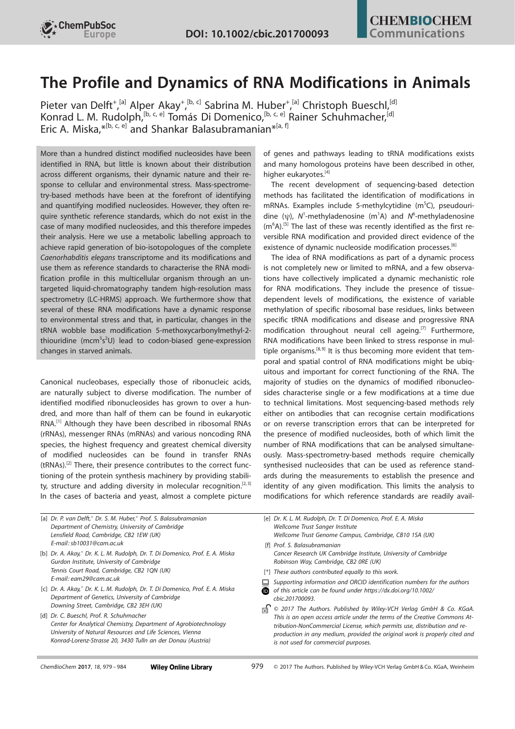# The Profile and Dynamics of RNA Modifications in Animals

Pieter van Delft,+,[a] Alper Akay+,[b, c] Sabrina M. Huber+,[a] Christoph Bueschl,[d] Konrad L. M. Rudolph,[b, c, e] Tomás Di Domenico,[b, c, e] Rainer Schuhmacher,[d] Eric A. Miska,*[b, c, e] and Shankar Balasubramanian*[a, f]

More than a hundred distinct modified nucleosides have been identified in RNA, but little is known about their distribution across different organisms, their dynamic nature and their response to cellular and environmental stress. Mass-spectrometry-based methods have been at the forefront of identifying and quantifying modified nucleosides. However, they often require synthetic reference standards, which do not exist in the case of many modified nucleosides, and this therefore impedes their analysis. Here we use a metabolic labelling approach to achieve rapid generation of bio-isotopologues of the complete *Caenorhabditis elegans* transcriptome and its modifications and use them as reference standards to characterise the RNA modification profile in this multicellular organism through an untargeted liquid-chromatography tandem high-resolution mass spectrometry (LC-HRMS) approach. We furthermore show that several of these RNA modifications have a dynamic response to environmental stress and that, in particular, changes in the tRNA wobble base modification 5-methoxycarbonylmethyl-2-thiouridine ($mcm^5s^2U$) lead to codon-biased gene-expression changes in starved animals.

Canonical nucleobases, especially those of ribonucleic acids, are naturally subject to diverse modification. The number of identified modified ribonucleosides has grown to over a hundred, and more than half of them can be found in eukaryotic RNA.[1] Although they have been described in ribosomal RNAs (rRNAs), messenger RNAs (mRNAs) and various noncoding RNA species, the highest frequency and greatest chemical diversity of modified nucleosides can be found in transfer RNAs (tRNAs).[2] There, their presence contributes to the correct functioning of the protein synthesis machinery by providing stability, structure and adding diversity in molecular recognition.[2,3] In the cases of bacteria and yeast, almost a complete picture of genes and pathways leading to tRNA modifications exists and many homologous proteins have been described in other, higher eukaryotes.[4]

The recent development of sequencing-based detection methods has facilitated the identification of modifications in mRNAs. Examples include 5-methylcytidine ($m^5C$), pseudouridine ($\psi$), $N^1$-methyladenosine ($m^1A$) and $N^6$-methyladenosine ($m^6A$).[5] The last of these was recently identified as the first reversible RNA modification and provided direct evidence of the existence of dynamic nucleoside modification processes.[6]

The idea of RNA modifications as part of a dynamic process is not completely new or limited to mRNA, and a few observations have collectively implicated a dynamic mechanistic role for RNA modifications. They include the presence of tissue-dependent levels of modifications, the existence of variable methylation of specific ribosomal base residues, links between specific tRNA modifications and disease and progressive RNA modification throughout neural cell ageing.[7] Furthermore, RNA modifications have been linked to stress response in multiple organisms.[8,9] It is thus becoming more evident that temporal and spatial control of RNA modifications might be ubiquitous and important for correct functioning of the RNA. The majority of studies on the dynamics of modified ribonucleosides characterise single or a few modifications at a time due to technical limitations. Most sequencing-based methods rely either on antibodies that can recognise certain modifications or on reverse transcription errors that can be interpreted for the presence of modified nucleosides, both of which limit the number of RNA modifications that can be analysed simultaneously. Mass-spectrometry-based methods require chemically synthesised nucleosides that can be used as reference standards during the measurements to establish the presence and identity of any given modification. This limits the analysis to modifications for which reference standards are readily avail-

[a] Dr. P. van Delft,+ Dr. S. M. Huber,+ Prof. S. Balasubramanian
Department of Chemistry, University of Cambridge
Lensfield Road, Cambridge, CB2 1EW (UK)
E-mail: sb10031@cam.ac.uk

[b] Dr. A. Akay,+ Dr. K. L. M. Rudolph, Dr. T. Di Domenico, Prof. E. A. Miska
Gurdon Institute, University of Cambridge
Tennis Court Road, Cambridge, CB2 1QN (UK)
E-mail: eam29@cam.ac.uk

[c] Dr. A. Akay,+ Dr. K. L. M. Rudolph, Dr. T. Di Domenico, Prof. E. A. Miska
Department of Genetics, University of Cambridge
Downing Street, Cambridge, CB2 3EH (UK)

[d] Dr. C. Bueschl, Prof. R. Schuhmacher
Center for Analytical Chemistry, Department of Agrobiotechnology
University of Natural Resources and Life Sciences, Vienna
Konrad-Lorenz-Strasse 20, 3430 Tulln an der Donau (Austria)

[e] Dr. K. L. M. Rudolph, Dr. T. Di Domenico, Prof. E. A. Miska
Wellcome Trust Sanger Institute
Wellcome Trust Genome Campus, Cambridge, CB10 1SA (UK)

[f] Prof. S. Balasubramanian
Cancer Research UK Cambridge Institute, University of Cambridge
Robinson Way, Cambridge, CB2 0RE (UK)

[+] These authors contributed equally to this work.

Supporting information and ORCID identification numbers for the authors of this article can be found under https://dx.doi.org/10.1002/cbic.201700093.

© 2017 The Authors. Published by Wiley-VCH Verlag GmbH & Co. KGaA. This is an open access article under the terms of the Creative Commons Attribution-NonCommercial License, which permits use, distribution and reproduction in any medium, provided the original work is properly cited and is not used for commercial purposes.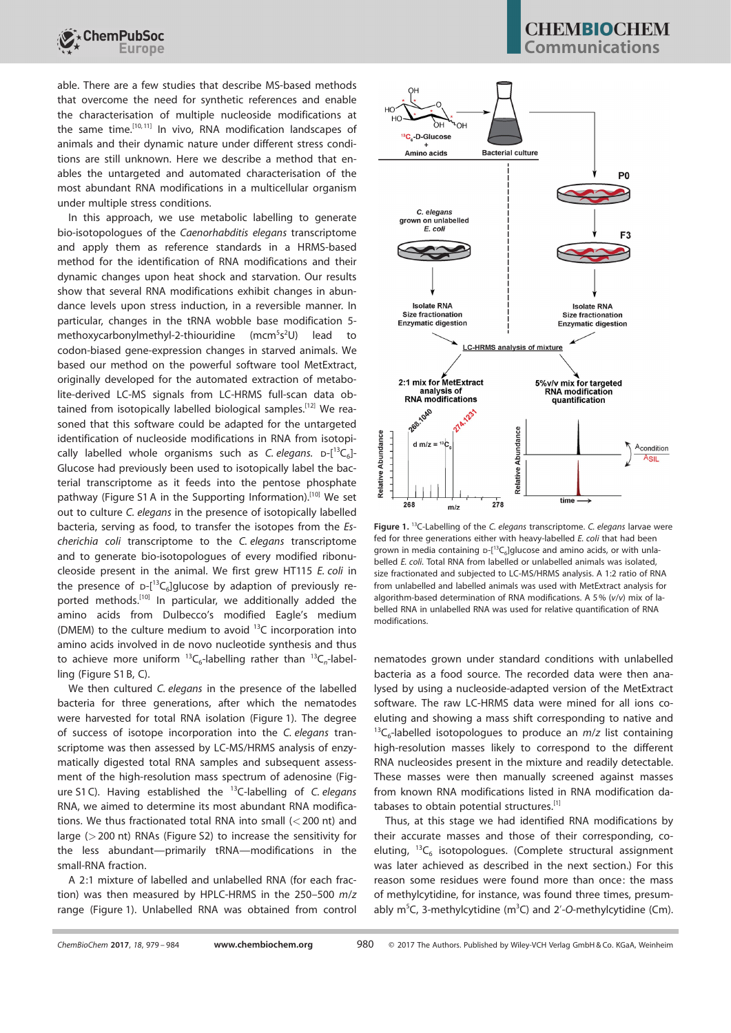able. There are a few studies that describe MS-based methods that overcome the need for synthetic references and enable the characterisation of multiple nucleoside modifications at the same time.[10,11] In vivo, RNA modification landscapes of animals and their dynamic nature under different stress conditions are still unknown. Here we describe a method that enables the untargeted and automated characterisation of the most abundant RNA modifications in a multicellular organism under multiple stress conditions.

In this approach, we use metabolic labelling to generate bio-isotopologues of the *Caenorhabditis elegans* transcriptome and apply them as reference standards in a HRMS-based method for the identification of RNA modifications and their dynamic changes upon heat shock and starvation. Our results show that several RNA modifications exhibit changes in abundance levels upon stress induction, in a reversible manner. In particular, changes in the tRNA wobble base modification 5-methoxycarbonylmethyl-2-thiouridine ($mcm^5s^2U$) lead to codon-biased gene-expression changes in starved animals. We based our method on the powerful software tool MetExtract, originally developed for the automated extraction of metabolite-derived LC-MS signals from LC-HRMS full-scan data obtained from isotopically labelled biological samples.[12] We reasoned that this software could be adapted for the untargeted identification of nucleoside modifications in RNA from isotopically labelled whole organisms such as *C. elegans*. D-[$^{13}C_6$]-Glucose had previously been used to isotopically label the bacterial transcriptome as it feeds into the pentose phosphate pathway (Figure S1 A in the Supporting Information).[10] We set out to culture *C. elegans* in the presence of isotopically labelled bacteria, serving as food, to transfer the isotopes from the *Escherichia coli* transcriptome to the *C. elegans* transcriptome and to generate bio-isotopologues of every modified ribonucleoside present in the animal. We first grew HT115 *E. coli* in the presence of D-[$^{13}C_6$]glucose by adaption of previously reported methods.[10] In particular, we additionally added the amino acids from Dulbecco's modified Eagle's medium (DMEM) to the culture medium to avoid $^{13}C$ incorporation into amino acids involved in de novo nucleotide synthesis and thus to achieve more uniform $^{13}C_6$-labelling rather than $^{13}C_n$-labelling (Figure S1 B, C).

We then cultured *C. elegans* in the presence of the labelled bacteria for three generations, after which the nematodes were harvested for total RNA isolation (Figure 1). The degree of success of isotope incorporation into the *C. elegans* transcriptome was then assessed by LC-MS/HRMS analysis of enzymatically digested total RNA samples and subsequent assessment of the high-resolution mass spectrum of adenosine (Figure S1 C). Having established the $^{13}C$-labelling of *C. elegans* RNA, we aimed to determine its most abundant RNA modifications. We thus fractionated total RNA into small (<200 nt) and large (>200 nt) RNAs (Figure S2) to increase the sensitivity for the less abundant—primarily tRNA—modifications in the small-RNA fraction.

A 2:1 mixture of labelled and unlabelled RNA (for each fraction) was then measured by HPLC-HRMS in the 250–500 *m/z* range (Figure 1). Unlabelled RNA was obtained from control nematodes grown under standard conditions with unlabelled bacteria as a food source. The recorded data were then analysed by using a nucleoside-adapted version of the MetExtract software. The raw LC-HRMS data were mined for all ions co-eluting and showing a mass shift corresponding to native and $^{13}C_6$-labelled isotopologues to produce an *m/z* list containing high-resolution masses likely to correspond to the different RNA nucleosides present in the mixture and readily detectable. These masses were then manually screened against masses from known RNA modifications listed in RNA modification databases to obtain potential structures.[1]

**Figure 1.** $^{13}C$-Labelling of the *C. elegans* transcriptome. *C. elegans* larvae were fed for three generations either with heavy-labelled *E. coli* that had been grown in media containing D-[$^{13}C_6$]glucose and amino acids, or with unlabelled *E. coli*. Total RNA from labelled or unlabelled animals was isolated, size fractionated and subjected to LC-MS/HRMS analysis. A 1:2 ratio of RNA from unlabelled and labelled animals was used with MetExtract analysis for algorithm-based determination of RNA modifications. A 5% (*v/v*) mix of labelled RNA in unlabelled RNA was used for relative quantification of RNA modifications.

Thus, at this stage we had identified RNA modifications by their accurate masses and those of their corresponding, co-eluting, $^{13}C_6$ isotopologues. (Complete structural assignment was later achieved as described in the next section.) For this reason some residues were found more than once: the mass of methylcytidine, for instance, was found three times, presumably $m^5C$, 3-methylcytidine ($m^3C$) and 2′-*O*-methylcytidine (Cm).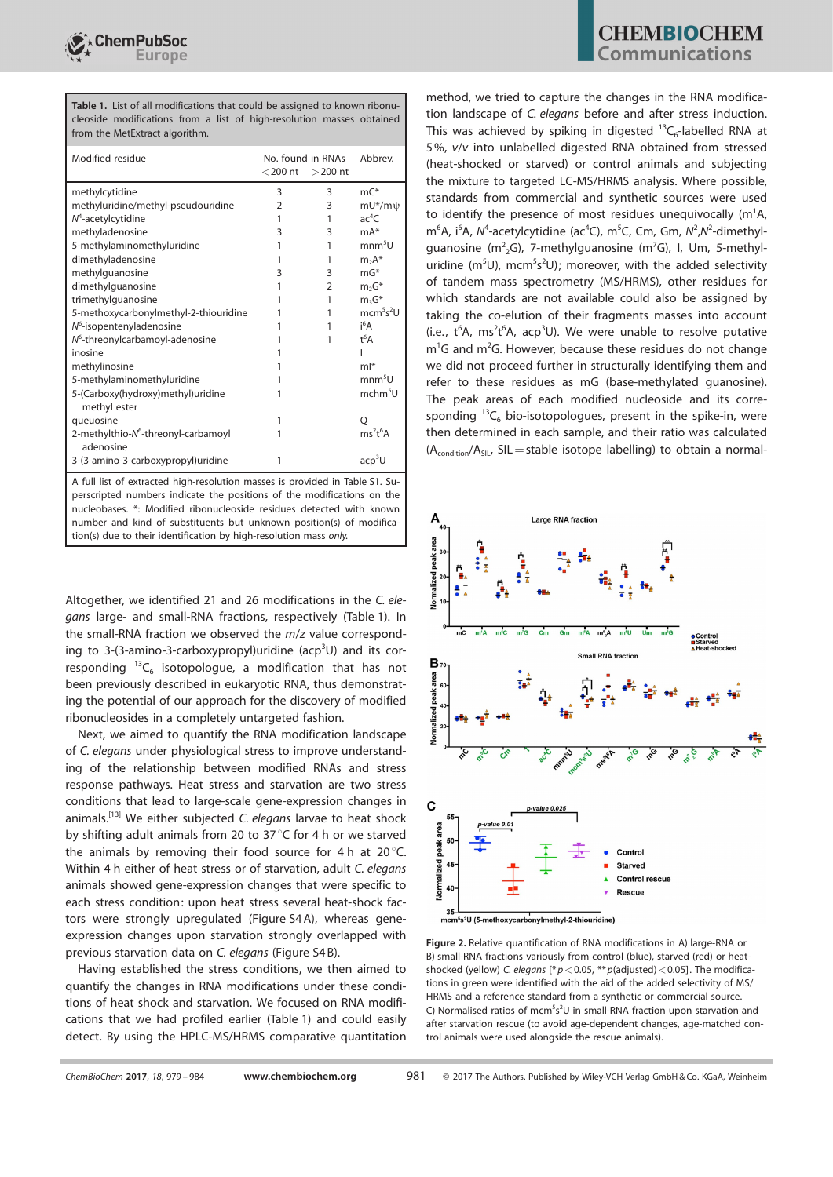**Table 1.** List of all modifications that could be assigned to known ribonucleoside modifications from a list of high-resolution masses obtained from the MetExtract algorithm.

| Modified residue | No. found in RNAs <200 nt | >200 nt | Abbrev. |
|---|---|---|---|
| methylcytidine | 3 | 3 | mC* |
| methyluridine/methyl-pseudouridine | 2 | 3 | mU*/mψ |
| $N^4$-acetylcytidine | 1 | 1 | $ac^4C$ |
| methyladenosine | 3 | 3 | mA* |
| 5-methylaminomethyluridine | 1 | 1 | $mnm^5U$ |
| dimethyladenosine | 1 | 1 | $m_2A$* |
| methylguanosine | 3 | 3 | mG* |
| dimethylguanosine | 1 | 2 | $m_2G$* |
| trimethylguanosine | 1 | 1 | $m_3G$* |
| 5-methoxycarbonylmethyl-2-thiouridine | 1 | 1 | $mcm^5s^2U$ |
| $N^6$-isopentenyladenosine | 1 | 1 | $i^6A$ |
| $N^6$-threonylcarbamoyl-adenosine | 1 | 1 | $t^6A$ |
| inosine | 1 | | I |
| methylinosine | 1 | | mI* |
| 5-methylaminomethyluridine | 1 | | $mnm^5U$ |
| 5-(Carboxy(hydroxy)methyl)uridine methyl ester | 1 | | $mchm^5U$ |
| queuosine | 1 | | Q |
| 2-methylthio-$N^6$-threonyl-carbamoyl adenosine | 1 | | $ms^2t^6A$ |
| 3-(3-amino-3-carboxypropyl)uridine | 1 | | $acp^3U$ |

A full list of extracted high-resolution masses is provided in Table S1. Superscripted numbers indicate the positions of the modifications on the nucleobases. *: Modified ribonucleoside residues detected with known number and kind of substituents but unknown position(s) of modification(s) due to their identification by high-resolution mass *only*.

Altogether, we identified 21 and 26 modifications in the *C. elegans* large- and small-RNA fractions, respectively (Table 1). In the small-RNA fraction we observed the *m*/*z* value corresponding to 3-(3-amino-3-carboxypropyl)uridine ($acp^3U$) and its corresponding $^{13}C_6$ isotopologue, a modification that has not been previously described in eukaryotic RNA, thus demonstrating the potential of our approach for the discovery of modified ribonucleosides in a completely untargeted fashion.

Next, we aimed to quantify the RNA modification landscape of *C. elegans* under physiological stress to improve understanding of the relationship between modified RNAs and stress response pathways. Heat stress and starvation are two stress conditions that lead to large-scale gene-expression changes in animals.[13] We either subjected *C. elegans* larvae to heat shock by shifting adult animals from 20 to 37 °C for 4 h or we starved the animals by removing their food source for 4 h at 20 °C. Within 4 h either of heat stress or of starvation, adult *C. elegans* animals showed gene-expression changes that were specific to each stress condition: upon heat stress several heat-shock factors were strongly upregulated (Figure S4 A), whereas gene-expression changes upon starvation strongly overlapped with previous starvation data on *C. elegans* (Figure S4 B).

Having established the stress conditions, we then aimed to quantify the changes in RNA modifications under these conditions of heat shock and starvation. We focused on RNA modifications that we had profiled earlier (Table 1) and could easily detect. By using the HPLC-MS/HRMS comparative quantitation method, we tried to capture the changes in the RNA modification landscape of *C. elegans* before and after stress induction. This was achieved by spiking in digested $^{13}C_6$-labelled RNA at 5%, *v*/*v* into unlabelled digested RNA obtained from stressed (heat-shocked or starved) or control animals and subjecting the mixture to targeted LC-MS/HRMS analysis. Where possible, standards from commercial and synthetic sources were used to identify the presence of most residues unequivocally ($m^1A$, $m^6A$, $i^6A$, $N^4$-acetylcytidine ($ac^4C$), $m^5C$, Cm, Gm, $N^2$,$N^2$-dimethylguanosine ($m^2_2G$), 7-methylguanosine ($m^7G$), I, Um, 5-methyluridine ($m^5U$), $mcm^5s^2U$); moreover, with the added selectivity of tandem mass spectrometry (MS/HRMS), other residues for which standards are not available could also be assigned by taking the co-elution of their fragments masses into account (i.e., $t^6A$, $ms^2t^6A$, $acp^3U$). We were unable to resolve putative $m^1G$ and $m^2G$. However, because these residues do not change we did not proceed further in structurally identifying them and refer to these residues as mG (base-methylated guanosine). The peak areas of each modified nucleoside and its corresponding $^{13}C_6$ bio-isotopologues, present in the spike-in, were then determined in each sample, and their ratio was calculated ($A_{condition}/A_{SIL}$, SIL = stable isotope labelling) to obtain a normal-

**Figure 2.** Relative quantification of RNA modifications in A) large-RNA or B) small-RNA fractions variously from control (blue), starved (red) or heat-shocked (yellow) *C. elegans* [* $p < 0.05$, ** $p$(adjusted) $< 0.05$]. The modifications in green were identified with the aid of the added selectivity of MS/HRMS and a reference standard from a synthetic or commercial source. C) Normalised ratios of $mcm^5s^2U$ in small-RNA fraction upon starvation and after starvation rescue (to avoid age-dependent changes, age-matched control animals were used alongside the rescue animals).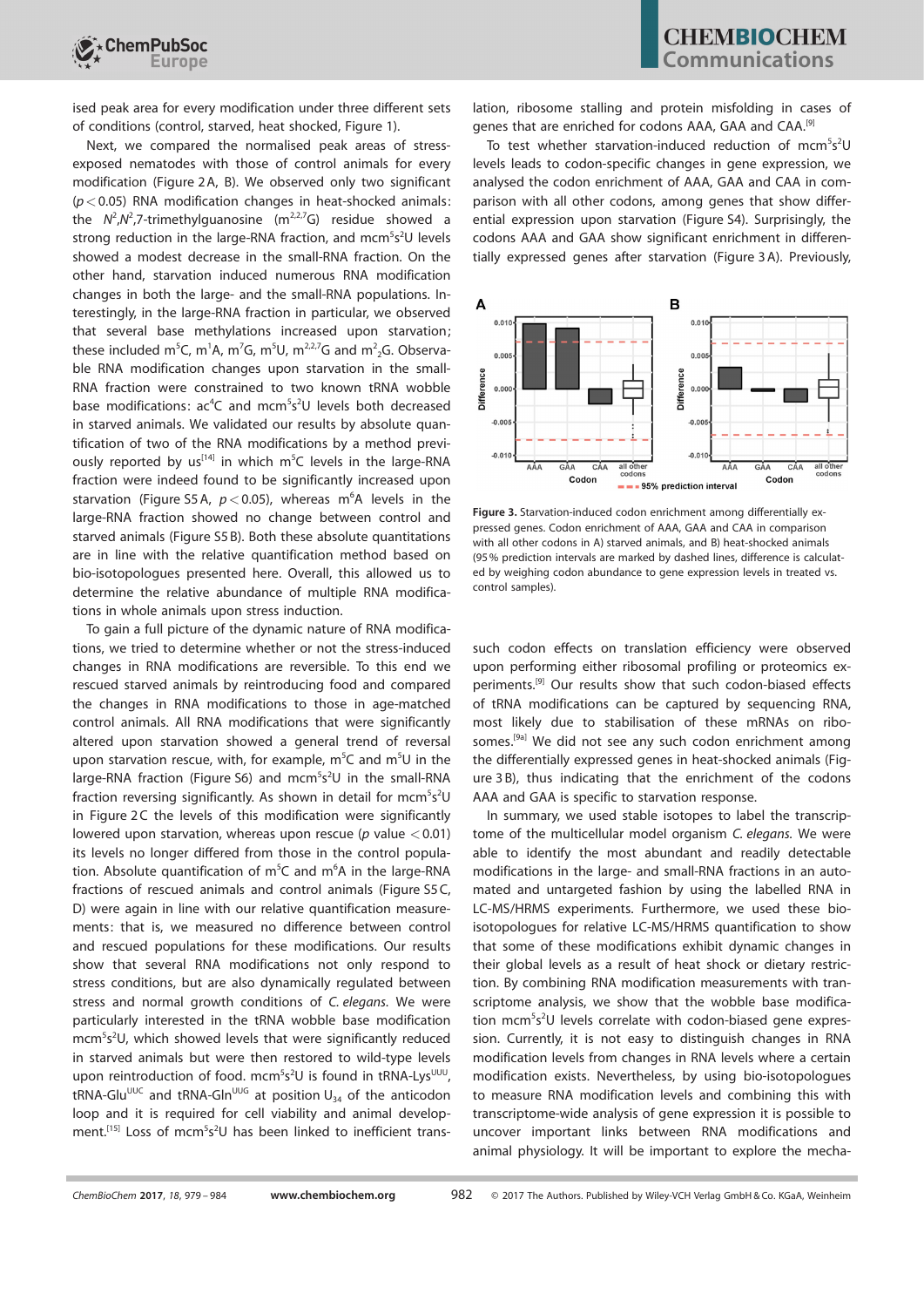ised peak area for every modification under three different sets of conditions (control, starved, heat shocked, Figure 1).

Next, we compared the normalised peak areas of stress-exposed nematodes with those of control animals for every modification (Figure 2A, B). We observed only two significant ($p < 0.05$) RNA modification changes in heat-shocked animals: the $N^2$,$N^2$,7-trimethylguanosine ($m^{2,2,7}G$) residue showed a strong reduction in the large-RNA fraction, and $mcm^5s^2U$ levels showed a modest decrease in the small-RNA fraction. On the other hand, starvation induced numerous RNA modification changes in both the large- and the small-RNA populations. Interestingly, in the large-RNA fraction in particular, we observed that several base methylations increased upon starvation; these included $m^5C$, $m^1A$, $m^7G$, $m^5U$, $m^{2,2,7}G$ and $m^2_2G$. Observable RNA modification changes upon starvation in the small-RNA fraction were constrained to two known tRNA wobble base modifications: $ac^4C$ and $mcm^5s^2U$ levels both decreased in starved animals. We validated our results by absolute quantification of two of the RNA modifications by a method previously reported by us[14] in which $m^5C$ levels in the large-RNA fraction were indeed found to be significantly increased upon starvation (Figure S5 A, $p < 0.05$), whereas $m^6A$ levels in the large-RNA fraction showed no change between control and starved animals (Figure S5 B). Both these absolute quantitations are in line with the relative quantification method based on bio-isotopologues presented here. Overall, this allowed us to determine the relative abundance of multiple RNA modifications in whole animals upon stress induction.

To gain a full picture of the dynamic nature of RNA modifications, we tried to determine whether or not the stress-induced changes in RNA modifications are reversible. To this end we rescued starved animals by reintroducing food and compared the changes in RNA modifications to those in age-matched control animals. All RNA modifications that were significantly altered upon starvation showed a general trend of reversal upon starvation rescue, with, for example, $m^5C$ and $m^5U$ in the large-RNA fraction (Figure S6) and $mcm^5s^2U$ in the small-RNA fraction reversing significantly. As shown in detail for $mcm^5s^2U$ in Figure 2C the levels of this modification were significantly lowered upon starvation, whereas upon rescue ($p$ value $< 0.01$) its levels no longer differed from those in the control population. Absolute quantification of $m^5C$ and $m^6A$ in the large-RNA fractions of rescued animals and control animals (Figure S5 C, D) were again in line with our relative quantification measurements: that is, we measured no difference between control and rescued populations for these modifications. Our results show that several RNA modifications not only respond to stress conditions, but are also dynamically regulated between stress and normal growth conditions of *C. elegans*. We were particularly interested in the tRNA wobble base modification $mcm^5s^2U$, which showed levels that were significantly reduced in starved animals but were then restored to wild-type levels upon reintroduction of food. $mcm^5s^2U$ is found in tRNA-$Lys^{UUU}$, tRNA-$Glu^{UUC}$ and tRNA-$Gln^{UUG}$ at position $U_{34}$ of the anticodon loop and it is required for cell viability and animal development.[15] Loss of $mcm^5s^2U$ has been linked to inefficient translation, ribosome stalling and protein misfolding in cases of genes that are enriched for codons AAA, GAA and CAA.[9]

To test whether starvation-induced reduction of $mcm^5s^2U$ levels leads to codon-specific changes in gene expression, we analysed the codon enrichment of AAA, GAA and CAA in comparison with all other codons, among genes that show differential expression upon starvation (Figure S4). Surprisingly, the codons AAA and GAA show significant enrichment in differentially expressed genes after starvation (Figure 3 A). Previously,

**Figure 3.** Starvation-induced codon enrichment among differentially expressed genes. Codon enrichment of AAA, GAA and CAA in comparison with all other codons in A) starved animals, and B) heat-shocked animals (95% prediction intervals are marked by dashed lines, difference is calculated by weighing codon abundance to gene expression levels in treated vs. control samples).

such codon effects on translation efficiency were observed upon performing either ribosomal profiling or proteomics experiments.[9] Our results show that such codon-biased effects of tRNA modifications can be captured by sequencing RNA, most likely due to stabilisation of these mRNAs on ribosomes.[9a] We did not see any such codon enrichment among the differentially expressed genes in heat-shocked animals (Figure 3 B), thus indicating that the enrichment of the codons AAA and GAA is specific to starvation response.

In summary, we used stable isotopes to label the transcriptome of the multicellular model organism *C. elegans*. We were able to identify the most abundant and readily detectable modifications in the large- and small-RNA fractions in an automated and untargeted fashion by using the labelled RNA in LC-MS/HRMS experiments. Furthermore, we used these bio-isotopologues for relative LC-MS/HRMS quantification to show that some of these modifications exhibit dynamic changes in their global levels as a result of heat shock or dietary restriction. By combining RNA modification measurements with transcriptome analysis, we show that the wobble base modification $mcm^5s^2U$ levels correlate with codon-biased gene expression. Currently, it is not easy to distinguish changes in RNA modification levels from changes in RNA levels where a certain modification exists. Nevertheless, by using bio-isotopologues to measure RNA modification levels and combining this with transcriptome-wide analysis of gene expression it is possible to uncover important links between RNA modifications and animal physiology. It will be important to explore the mecha-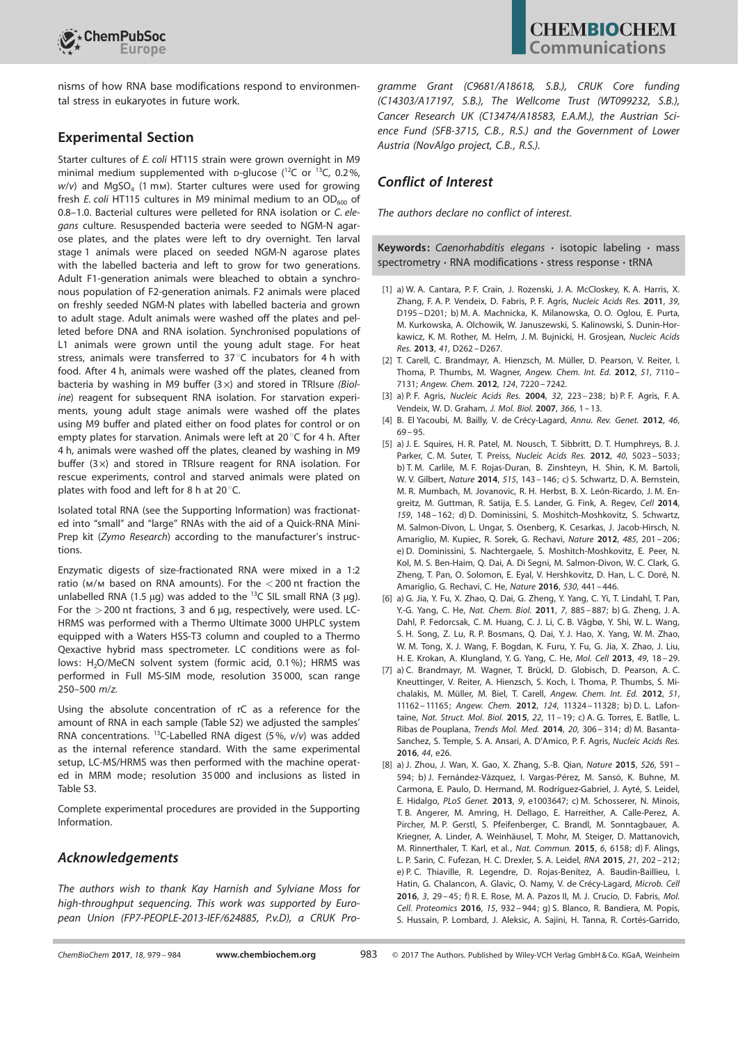nisms of how RNA base modifications respond to environmental stress in eukaryotes in future work.

## Experimental Section

Starter cultures of *E. coli* HT115 strain were grown overnight in M9 minimal medium supplemented with D-glucose ($^{12}$C or $^{13}$C, 0.2%, *w/v*) and $MgSO_4$ (1 mM). Starter cultures were used for growing fresh *E. coli* HT115 cultures in M9 minimal medium to an $OD_{600}$ of 0.8–1.0. Bacterial cultures were pelleted for RNA isolation or *C. elegans* culture. Resuspended bacteria were seeded to NGM-N agarose plates, and the plates were left to dry overnight. Ten larval stage 1 animals were placed on seeded NGM-N agarose plates with the labelled bacteria and left to grow for two generations. Adult F1-generation animals were bleached to obtain a synchronous population of F2-generation animals. F2 animals were placed on freshly seeded NGM-N plates with labelled bacteria and grown to adult stage. Adult animals were washed off the plates and pelleted before DNA and RNA isolation. Synchronised populations of L1 animals were grown until the young adult stage. For heat stress, animals were transferred to 37 °C incubators for 4 h with food. After 4 h, animals were washed off the plates, cleaned from bacteria by washing in M9 buffer (3×) and stored in TRIsure *(Bioline)* reagent for subsequent RNA isolation. For starvation experiments, young adult stage animals were washed off the plates using M9 buffer and plated either on food plates for control or on empty plates for starvation. Animals were left at 20 °C for 4 h. After 4 h, animals were washed off the plates, cleaned by washing in M9 buffer (3×) and stored in TRIsure reagent for RNA isolation. For rescue experiments, control and starved animals were plated on plates with food and left for 8 h at 20 °C.

Isolated total RNA (see the Supporting Information) was fractionated into "small" and "large" RNAs with the aid of a Quick-RNA Mini-Prep kit (*Zymo Research*) according to the manufacturer's instructions.

Enzymatic digests of size-fractionated RNA were mixed in a 1:2 ratio (M/M based on RNA amounts). For the <200 nt fraction the unlabelled RNA (1.5 µg) was added to the $^{13}$C SIL small RNA (3 µg). For the >200 nt fractions, 3 and 6 µg, respectively, were used. LC-HRMS was performed with a Thermo Ultimate 3000 UHPLC system equipped with a Waters HSS-T3 column and coupled to a Thermo Qexactive hybrid mass spectrometer. LC conditions were as follows: $H_2O$/MeCN solvent system (formic acid, 0.1%); HRMS was performed in Full MS-SIM mode, resolution 35 000, scan range 250–500 *m/z*.

Using the absolute concentration of rC as a reference for the amount of RNA in each sample (Table S2) we adjusted the samples' RNA concentrations. $^{13}$C-Labelled RNA digest (5%, *v/v*) was added as the internal reference standard. With the same experimental setup, LC-MS/HRMS was then performed with the machine operated in MRM mode; resolution 35 000 and inclusions as listed in Table S3.

Complete experimental procedures are provided in the Supporting Information.

## Acknowledgements

*The authors wish to thank Kay Harnish and Sylviane Moss for high-throughput sequencing. This work was supported by European Union (FP7-PEOPLE-2013-IEF/624885, P.v.D), a CRUK Programme Grant (C9681/A18618, S.B.), CRUK Core funding (C14303/A17197, S.B.), The Wellcome Trust (WT099232, S.B.), Cancer Research UK (C13474/A18583, E.A.M.), the Austrian Science Fund (SFB-3715, C.B., R.S.) and the Government of Lower Austria (NovAlgo project, C.B., R.S.).*

## Conflict of Interest

*The authors declare no conflict of interest.*

**Keywords:** *Caenorhabditis elegans* · isotopic labeling · mass spectrometry · RNA modifications · stress response · tRNA

[1] a) W. A. Cantara, P. F. Crain, J. Rozenski, J. A. McCloskey, K. A. Harris, X. Zhang, F. A. P. Vendeix, D. Fabris, P. F. Agris, *Nucleic Acids Res.* **2011**, *39*, D195–D201; b) M. A. Machnicka, K. Milanowska, O. O. Oglou, E. Purta, M. Kurkowska, A. Olchowik, W. Januszewski, S. Kalinowski, S. Dunin-Horkawicz, K. M. Rother, M. Helm, J. M. Bujnicki, H. Grosjean, *Nucleic Acids Res.* **2013**, *41*, D262–D267.

[2] T. Carell, C. Brandmayr, A. Hienzsch, M. Müller, D. Pearson, V. Reiter, I. Thoma, P. Thumbs, M. Wagner, *Angew. Chem. Int. Ed.* **2012**, *51*, 7110–7131; *Angew. Chem.* **2012**, *124*, 7220–7242.

[3] a) P. F. Agris, *Nucleic Acids Res.* **2004**, *32*, 223–238; b) P. F. Agris, F. A. Vendeix, W. D. Graham, *J. Mol. Biol.* **2007**, *366*, 1–13.

[4] B. El Yacoubi, M. Bailly, V. de Crécy-Lagard, *Annu. Rev. Genet.* **2012**, *46*, 69–95.

[5] a) J. E. Squires, H. R. Patel, M. Nousch, T. Sibbritt, D. T. Humphreys, B. J. Parker, C. M. Suter, T. Preiss, *Nucleic Acids Res.* **2012**, *40*, 5023–5033; b) T. M. Carlile, M. F. Rojas-Duran, B. Zinshteyn, H. Shin, K. M. Bartoli, W. V. Gilbert, *Nature* **2014**, *515*, 143–146; c) S. Schwartz, D. A. Bernstein, M. R. Mumbach, M. Jovanovic, R. H. Herbst, B. X. León-Ricardo, J. M. Engreitz, M. Guttman, R. Satija, E. S. Lander, G. Fink, A. Regev, *Cell* **2014**, *159*, 148–162; d) D. Dominissini, S. Moshitch-Moshkovitz, S. Schwartz, M. Salmon-Divon, L. Ungar, S. Osenberg, K. Cesarkas, J. Jacob-Hirsch, N. Amariglio, M. Kupiec, R. Sorek, G. Rechavi, *Nature* **2012**, *485*, 201–206; e) D. Dominissini, S. Nachtergaele, S. Moshitch-Moshkovitz, E. Peer, N. Kol, M. S. Ben-Haim, Q. Dai, A. Di Segni, M. Salmon-Divon, W. C. Clark, G. Zheng, T. Pan, O. Solomon, E. Eyal, V. Hershkovitz, D. Han, L. C. Doré, N. Amariglio, G. Rechavi, C. He, *Nature* **2016**, *530*, 441–446.

[6] a) G. Jia, Y. Fu, X. Zhao, Q. Dai, G. Zheng, Y. Yang, C. Yi, T. Lindahl, T. Pan, Y.-G. Yang, C. He, *Nat. Chem. Biol.* **2011**, *7*, 885–887; b) G. Zheng, J. A. Dahl, P. Fedorcsak, C. M. Huang, C. J. Li, C. B. Vågbø, Y. Shi, W. L. Wang, S. H. Song, Z. Lu, R. P. Bosmans, Q. Dai, Y. J. Hao, X. Yang, W. M. Zhao, W. M. Tong, X. J. Wang, F. Bogdan, K. Furu, Y. Fu, G. Jia, X. Zhao, J. Liu, H. E. Krokan, A. Klungland, Y. G. Yang, C. He, *Mol. Cell* **2013**, *49*, 18–29.

[7] a) C. Brandmayr, M. Wagner, T. Brückl, D. Globisch, D. Pearson, A. C. Kneuttinger, V. Reiter, A. Hienzsch, S. Koch, I. Thoma, P. Thumbs, S. Michalakis, M. Müller, M. Biel, T. Carell, *Angew. Chem. Int. Ed.* **2012**, *51*, 11162–11165; *Angew. Chem.* **2012**, *124*, 11324–11328; b) D. L. Lafontaine, *Nat. Struct. Mol. Biol.* **2015**, *22*, 11–19; c) A. G. Torres, E. Batlle, L. Ribas de Pouplana, *Trends Mol. Med.* **2014**, *20*, 306–314; d) M. Basanta-Sanchez, S. Temple, S. A. Ansari, A. D'Amico, P. F. Agris, *Nucleic Acids Res.* **2016**, *44*, e26.

[8] a) J. Zhou, J. Wan, X. Gao, X. Zhang, S.-B. Qian, *Nature* **2015**, *526*, 591–594; b) J. Fernández-Vázquez, I. Vargas-Pérez, M. Sansó, K. Buhne, M. Carmona, E. Paulo, D. Hermand, M. Rodríguez-Gabriel, J. Ayté, S. Leidel, E. Hidalgo, *PLoS Genet.* **2013**, *9*, e1003647; c) M. Schosserer, N. Minois, T. B. Angerer, M. Amring, H. Dellago, E. Harreither, A. Calle-Perez, A. Pircher, M. P. Gerstl, S. Pfeifenberger, C. Brandl, M. Sonntagbauer, A. Kriegner, A. Linder, A. Weinhäusel, T. Mohr, M. Steiger, D. Mattanovich, M. Rinnerthaler, T. Karl, et al., *Nat. Commun.* **2015**, *6*, 6158; d) F. Alings, L. P. Sarin, C. Fufezan, H. C. Drexler, S. A. Leidel, *RNA* **2015**, *21*, 202–212; e) P. C. Thiaville, R. Legendre, D. Rojas-Benítez, A. Baudin-Baillieu, I. Hatin, G. Chalancon, A. Glavic, O. Namy, V. de Crécy-Lagard, *Microb. Cell* **2016**, *3*, 29–45; f) R. E. Rose, M. A. Pazos II, M. J. Crucio, D. Fabris, *Mol. Cell. Proteomics* **2016**, *15*, 932–944; g) S. Blanco, R. Bandiera, M. Popis, S. Hussain, P. Lombard, J. Aleksic, A. Sajini, H. Tanna, R. Cortés-Garrido,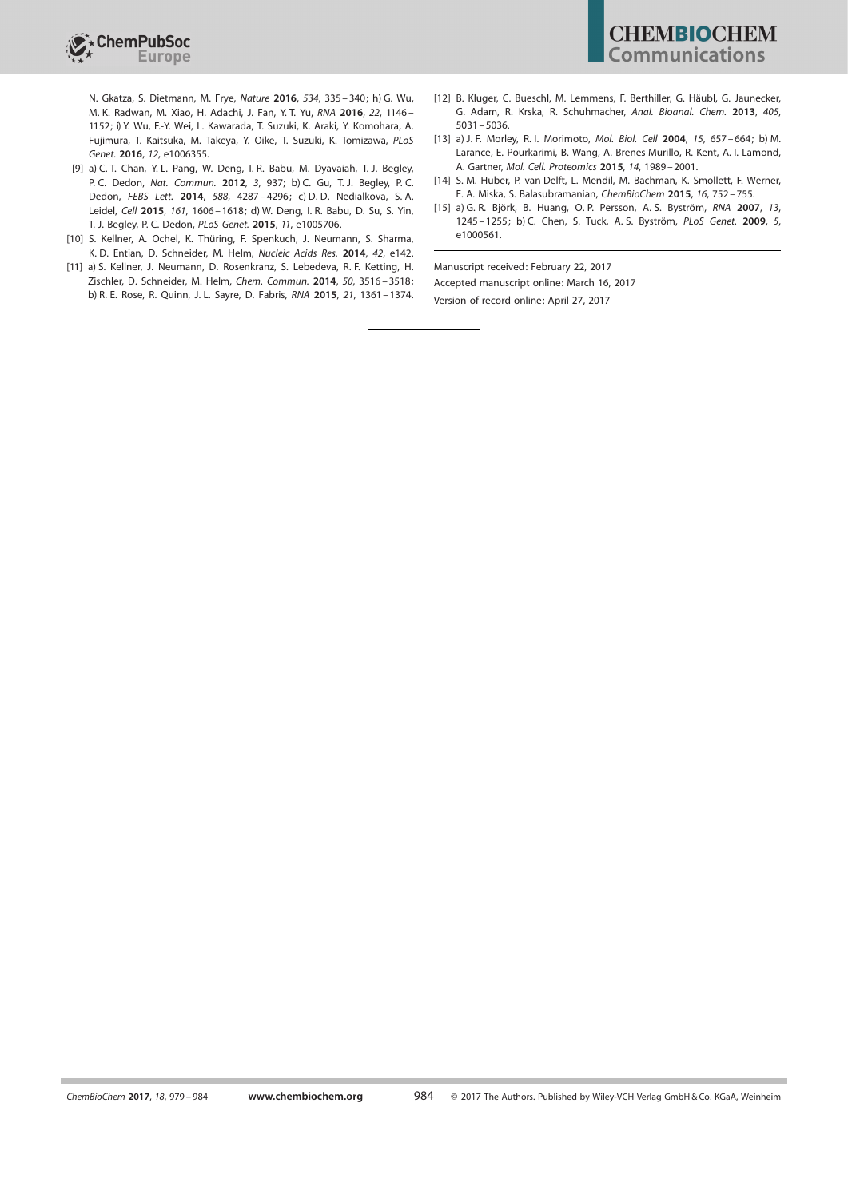N. Gkatza, S. Dietmann, M. Frye, *Nature* **2016**, *534*, 335–340; h) G. Wu, M. K. Radwan, M. Xiao, H. Adachi, J. Fan, Y. T. Yu, *RNA* **2016**, *22*, 1146–1152; i) Y. Wu, F.-Y. Wei, L. Kawarada, T. Suzuki, K. Araki, Y. Komohara, A. Fujimura, T. Kaitsuka, M. Takeya, Y. Oike, T. Suzuki, K. Tomizawa, *PLoS Genet.* **2016**, *12*, e1006355.

[9] a) C. T. Chan, Y. L. Pang, W. Deng, I. R. Babu, M. Dyavaiah, T. J. Begley, P. C. Dedon, *Nat. Commun.* **2012**, *3*, 937; b) C. Gu, T. J. Begley, P. C. Dedon, *FEBS Lett.* **2014**, *588*, 4287–4296; c) D. D. Nedialkova, S. A. Leidel, *Cell* **2015**, *161*, 1606–1618; d) W. Deng, I. R. Babu, D. Su, S. Yin, T. J. Begley, P. C. Dedon, *PLoS Genet.* **2015**, *11*, e1005706.

[10] S. Kellner, A. Ochel, K. Thüring, F. Spenkuch, J. Neumann, S. Sharma, K. D. Entian, D. Schneider, M. Helm, *Nucleic Acids Res.* **2014**, *42*, e142.

[11] a) S. Kellner, J. Neumann, D. Rosenkranz, S. Lebedeva, R. F. Ketting, H. Zischler, D. Schneider, M. Helm, *Chem. Commun.* **2014**, *50*, 3516–3518; b) R. E. Rose, R. Quinn, J. L. Sayre, D. Fabris, *RNA* **2015**, *21*, 1361–1374.

[12] B. Kluger, C. Bueschl, M. Lemmens, F. Berthiller, G. Häubl, G. Jaunecker, G. Adam, R. Krska, R. Schuhmacher, *Anal. Bioanal. Chem.* **2013**, *405*, 5031–5036.

[13] a) J. F. Morley, R. I. Morimoto, *Mol. Biol. Cell* **2004**, *15*, 657–664; b) M. Larance, E. Pourkarimi, B. Wang, A. Brenes Murillo, R. Kent, A. I. Lamond, A. Gartner, *Mol. Cell. Proteomics* **2015**, *14*, 1989–2001.

[14] S. M. Huber, P. van Delft, L. Mendil, M. Bachman, K. Smollett, F. Werner, E. A. Miska, S. Balasubramanian, *ChemBioChem* **2015**, *16*, 752–755.

[15] a) G. R. Björk, B. Huang, O. P. Persson, A. S. Byström, *RNA* **2007**, *13*, 1245–1255; b) C. Chen, S. Tuck, A. S. Byström, *PLoS Genet.* **2009**, *5*, e1000561.

Manuscript received: February 22, 2017

Accepted manuscript online: March 16, 2017

Version of record online: April 27, 2017